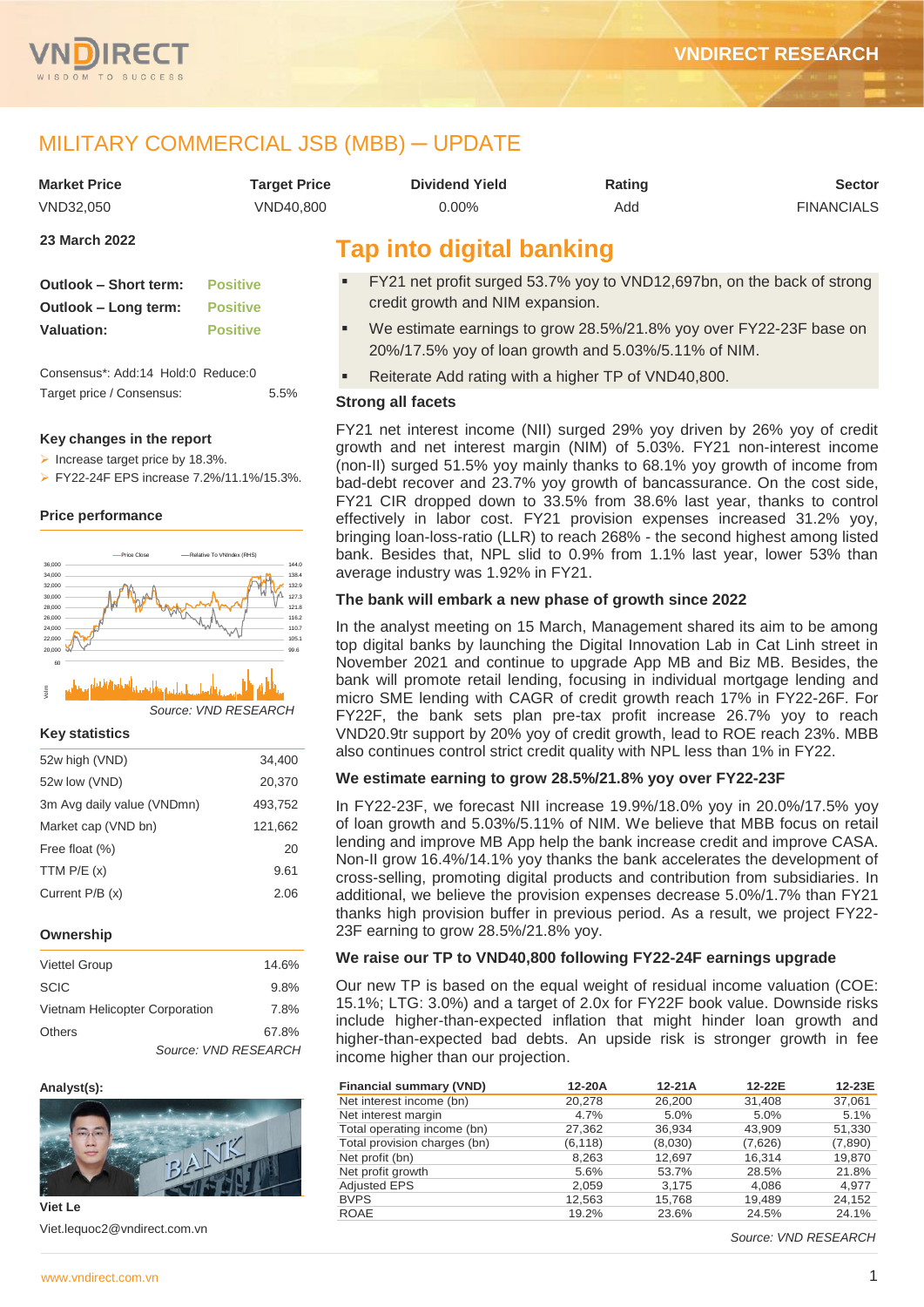# MILITARY COMMERCIAL JSB (MBB) ─ UPDATE

| Market Price | Target Price | Dividend Yield | Rating | Sector |
|---|---|---|---|---|
| VND32,050 | VND40,800 | 0.00% | Add | FINANCIALS |

**23 March 2022**

| | |
|---|---|
| **Outlook – Short term:** | Positive |
| **Outlook – Long term:** | Positive |
| **Valuation:** | Positive |

Consensus*: Add:14 Hold:0 Reduce:0

Target price / Consensus: 5.5%

### Key changes in the report

- Increase target price by 18.3%.
- FY22-24F EPS increase 7.2%/11.1%/15.3%.

### Price performance

Source: VND RESEARCH

### Key statistics

| | |
|---|---|
| 52w high (VND) | 34,400 |
| 52w low (VND) | 20,370 |
| 3m Avg daily value (VNDmn) | 493,752 |
| Market cap (VND bn) | 121,662 |
| Free float (%) | 20 |
| TTM P/E (x) | 9.61 |
| Current P/B (x) | 2.06 |

### Ownership

| | |
|---|---|
| Viettel Group | 14.6% |
| SCIC | 9.8% |
| Vietnam Helicopter Corporation | 7.8% |
| Others | 67.8% |

Source: VND RESEARCH

**Analyst(s):**

**Viet Le**

Viet.lequoc2@vndirect.com.vn

## Tap into digital banking

- FY21 net profit surged 53.7% yoy to VND12,697bn, on the back of strong credit growth and NIM expansion.
- We estimate earnings to grow 28.5%/21.8% yoy over FY22-23F base on 20%/17.5% yoy of loan growth and 5.03%/5.11% of NIM.
- Reiterate Add rating with a higher TP of VND40,800.

### Strong all facets

FY21 net interest income (NII) surged 29% yoy driven by 26% yoy of credit growth and net interest margin (NIM) of 5.03%. FY21 non-interest income (non-II) surged 51.5% yoy mainly thanks to 68.1% yoy growth of income from bad-debt recover and 23.7% yoy growth of bancassurance. On the cost side, FY21 CIR dropped down to 33.5% from 38.6% last year, thanks to control effectively in labor cost. FY21 provision expenses increased 31.2% yoy, bringing loan-loss-ratio (LLR) to reach 268% - the second highest among listed bank. Besides that, NPL slid to 0.9% from 1.1% last year, lower 53% than average industry was 1.92% in FY21.

### The bank will embark a new phase of growth since 2022

In the analyst meeting on 15 March, Management shared its aim to be among top digital banks by launching the Digital Innovation Lab in Cat Linh street in November 2021 and continue to upgrade App MB and Biz MB. Besides, the bank will promote retail lending, focusing in individual mortgage lending and micro SME lending with CAGR of credit growth reach 17% in FY22-26F. For FY22F, the bank sets plan pre-tax profit increase 26.7% yoy to reach VND20.9tr support by 20% yoy of credit growth, lead to ROE reach 23%. MBB also continues control strict credit quality with NPL less than 1% in FY22.

### We estimate earning to grow 28.5%/21.8% yoy over FY22-23F

In FY22-23F, we forecast NII increase 19.9%/18.0% yoy in 20.0%/17.5% yoy of loan growth and 5.03%/5.11% of NIM. We believe that MBB focus on retail lending and improve MB App help the bank increase credit and improve CASA. Non-II grow 16.4%/14.1% yoy thanks the bank accelerates the development of cross-selling, promoting digital products and contribution from subsidiaries. In additional, we believe the provision expenses decrease 5.0%/1.7% than FY21 thanks high provision buffer in previous period. As a result, we project FY22-23F earning to grow 28.5%/21.8% yoy.

### We raise our TP to VND40,800 following FY22-24F earnings upgrade

Our new TP is based on the equal weight of residual income valuation (COE: 15.1%; LTG: 3.0%) and a target of 2.0x for FY22F book value. Downside risks include higher-than-expected inflation that might hinder loan growth and higher-than-expected bad debts. An upside risk is stronger growth in fee income higher than our projection.

| Financial summary (VND) | 12-20A | 12-21A | 12-22E | 12-23E |
|---|---|---|---|---|
| Net interest income (bn) | 20,278 | 26,200 | 31,408 | 37,061 |
| Net interest margin | 4.7% | 5.0% | 5.0% | 5.1% |
| Total operating income (bn) | 27,362 | 36,934 | 43,909 | 51,330 |
| Total provision charges (bn) | (6,118) | (8,030) | (7,626) | (7,890) |
| Net profit (bn) | 8,263 | 12,697 | 16,314 | 19,870 |
| Net profit growth | 5.6% | 53.7% | 28.5% | 21.8% |
| Adjusted EPS | 2,059 | 3,175 | 4,086 | 4,977 |
| BVPS | 12,563 | 15,768 | 19,489 | 24,152 |
| ROAE | 19.2% | 23.6% | 24.5% | 24.1% |

Source: VND RESEARCH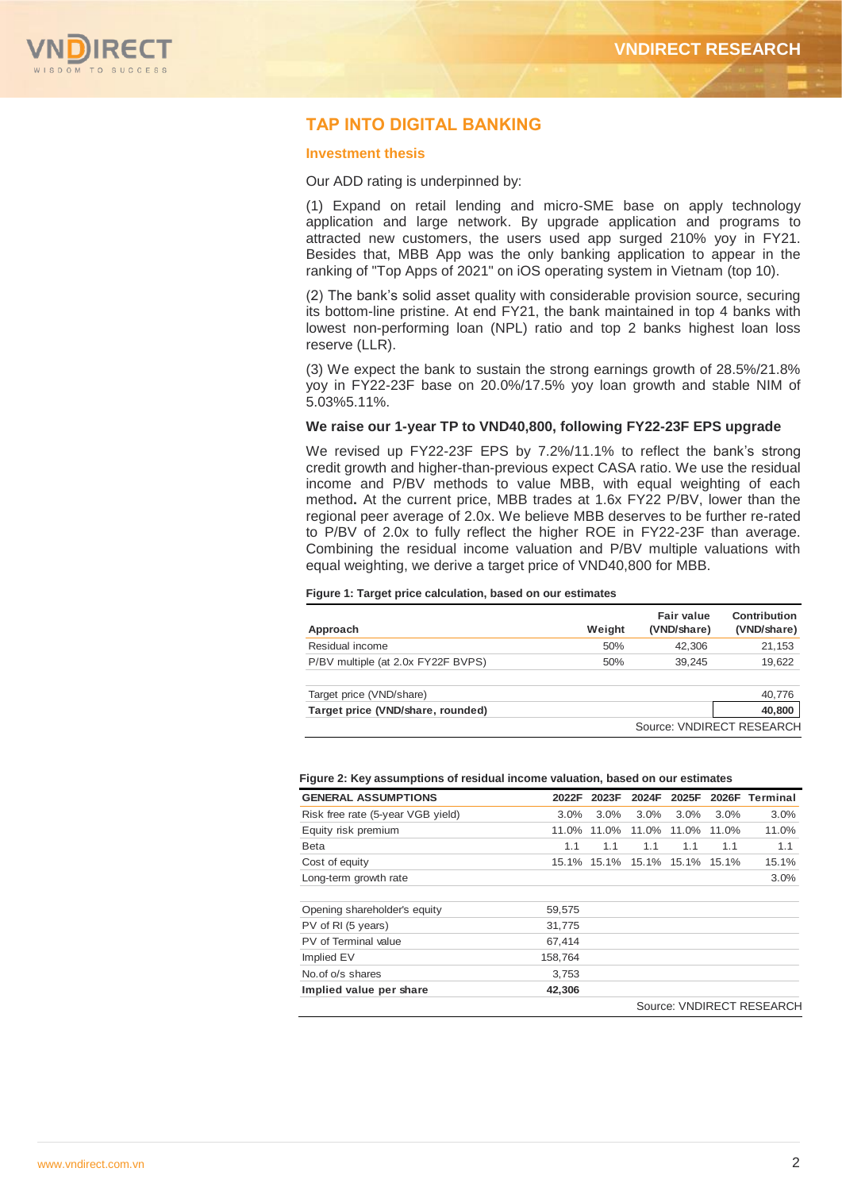## TAP INTO DIGITAL BANKING

### Investment thesis

Our ADD rating is underpinned by:

(1) Expand on retail lending and micro-SME base on apply technology application and large network. By upgrade application and programs to attracted new customers, the users used app surged 210% yoy in FY21. Besides that, MBB App was the only banking application to appear in the ranking of "Top Apps of 2021" on iOS operating system in Vietnam (top 10).

(2) The bank's solid asset quality with considerable provision source, securing its bottom-line pristine. At end FY21, the bank maintained in top 4 banks with lowest non-performing loan (NPL) ratio and top 2 banks highest loan loss reserve (LLR).

(3) We expect the bank to sustain the strong earnings growth of 28.5%/21.8% yoy in FY22-23F base on 20.0%/17.5% yoy loan growth and stable NIM of 5.03%5.11%.

### We raise our 1-year TP to VND40,800, following FY22-23F EPS upgrade

We revised up FY22-23F EPS by 7.2%/11.1% to reflect the bank's strong credit growth and higher-than-previous expect CASA ratio. We use the residual income and P/BV methods to value MBB, with equal weighting of each method**.** At the current price, MBB trades at 1.6x FY22 P/BV, lower than the regional peer average of 2.0x. We believe MBB deserves to be further re-rated to P/BV of 2.0x to fully reflect the higher ROE in FY22-23F than average. Combining the residual income valuation and P/BV multiple valuations with equal weighting, we derive a target price of VND40,800 for MBB.

**Figure 1: Target price calculation, based on our estimates**

| Approach | Weight | Fair value (VND/share) | Contribution (VND/share) |
|---|---|---|---|
| Residual income | 50% | 42,306 | 21,153 |
| P/BV multiple (at 2.0x FY22F BVPS) | 50% | 39,245 | 19,622 |
| | | | |
| Target price (VND/share) | | | 40,776 |
| **Target price (VND/share, rounded)** | | | **40,800** |

Source: VNDIRECT RESEARCH

**Figure 2: Key assumptions of residual income valuation, based on our estimates**

| GENERAL ASSUMPTIONS | 2022F | 2023F | 2024F | 2025F | 2026F | Terminal |
|---|---|---|---|---|---|---|
| Risk free rate (5-year VGB yield) | 3.0% | 3.0% | 3.0% | 3.0% | 3.0% | 3.0% |
| Equity risk premium | 11.0% | 11.0% | 11.0% | 11.0% | 11.0% | 11.0% |
| Beta | 1.1 | 1.1 | 1.1 | 1.1 | 1.1 | 1.1 |
| Cost of equity | 15.1% | 15.1% | 15.1% | 15.1% | 15.1% | 15.1% |
| Long-term growth rate | | | | | | 3.0% |
| | | | | | | |
| Opening shareholder's equity | 59,575 | | | | | |
| PV of RI (5 years) | 31,775 | | | | | |
| PV of Terminal value | 67,414 | | | | | |
| Implied EV | 158,764 | | | | | |
| No.of o/s shares | 3,753 | | | | | |
| **Implied value per share** | **42,306** | | | | | |

Source: VNDIRECT RESEARCH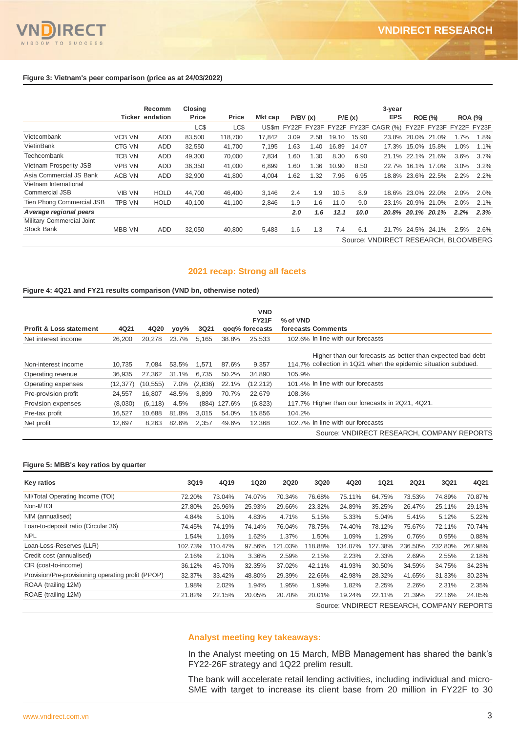**Figure 3: Vietnam's peer comparison (price as at 24/03/2022)**

| | Ticker | Recommendation | Closing Price | Price | Mkt cap | P/BV (x) | | P/E (x) | | 3-year EPS | ROE (%) | | ROA (%) | |
|---|---|---|---|---|---|---|---|---|---|---|---|---|---|---|
| | | | LC$ | LC$ | US$m | FY22F | FY23F | FY22F | FY23F | CAGR (%) | FY22F | FY23F | FY22F | FY23F |
| Vietcombank | VCB VN | ADD | 83,500 | 118,700 | 17,842 | 3.09 | 2.58 | 19.10 | 15.90 | 23.8% | 20.0% | 21.0% | 1.7% | 1.8% |
| VietinBank | CTG VN | ADD | 32,550 | 41,700 | 7,195 | 1.63 | 1.40 | 16.89 | 14.07 | 17.3% | 15.0% | 15.8% | 1.0% | 1.1% |
| Techcombank | TCB VN | ADD | 49,300 | 70,000 | 7,834 | 1.60 | 1.30 | 8.30 | 6.90 | 21.1% | 22.1% | 21.6% | 3.6% | 3.7% |
| Vietnam Prosperity JSB | VPB VN | ADD | 36,350 | 41,000 | 6,899 | 1.60 | 1.36 | 10.90 | 8.50 | 22.7% | 16.1% | 17.0% | 3.0% | 3.2% |
| Asia Commercial JS Bank | ACB VN | ADD | 32,900 | 41,800 | 4,004 | 1.62 | 1.32 | 7.96 | 6.95 | 18.8% | 23.6% | 22.5% | 2.2% | 2.2% |
| Vietnam International Commercial JSB | VIB VN | HOLD | 44,700 | 46,400 | 3,146 | 2.4 | 1.9 | 10.5 | 8.9 | 18.6% | 23.0% | 22.0% | 2.0% | 2.0% |
| Tien Phong Commercial JSB | TPB VN | HOLD | 40,100 | 41,100 | 2,846 | 1.9 | 1.6 | 11.0 | 9.0 | 23.1% | 20.9% | 21.0% | 2.0% | 2.1% |
| ***Average regional peers*** | | | | | | ***2.0*** | ***1.6*** | ***12.1*** | ***10.0*** | ***20.8%*** | ***20.1%*** | ***20.1%*** | ***2.2%*** | ***2.3%*** |
| Military Commercial Joint Stock Bank | MBB VN | ADD | 32,050 | 40,800 | 5,483 | 1.6 | 1.3 | 7.4 | 6.1 | 21.7% | 24.5% | 24.1% | 2.5% | 2.6% |

Source: VNDIRECT RESEARCH, BLOOMBERG

## 2021 recap: Strong all facets

**Figure 4: 4Q21 and FY21 results comparison (VND bn, otherwise noted)**

| Profit & Loss statement | 4Q21 | 4Q20 | yoy% | 3Q21 | qoq% | VND FY21F forecasts | % of VND forecasts | Comments |
|---|---|---|---|---|---|---|---|---|
| Net interest income | 26,200 | 20,278 | 23.7% | 5,165 | 38.8% | 25,533 | 102.6% | In line with our forecasts |
| Non-interest income | 10,735 | 7,084 | 53.5% | 1,571 | 87.6% | 9,357 | 114.7% | Higher than our forecasts as better-than-expected bad debt collection in 1Q21 when the epidemic situation subdued. |
| Operating revenue | 36,935 | 27,362 | 31.1% | 6,735 | 50.2% | 34,890 | 105.9% | |
| Operating expenses | (12,377) | (10,555) | 7.0% | (2,836) | 22.1% | (12,212) | 101.4% | In line with our forecasts |
| Pre-provision profit | 24,557 | 16,807 | 48.5% | 3,899 | 70.7% | 22,679 | 108.3% | |
| Provision expenses | (8,030) | (6,118) | 4.5% | (884) | 127.6% | (6,823) | 117.7% | Higher than our forecasts in 2Q21, 4Q21. |
| Pre-tax profit | 16,527 | 10,688 | 81.8% | 3,015 | 54.0% | 15,856 | 104.2% | |
| Net profit | 12,697 | 8,263 | 82.6% | 2,357 | 49.6% | 12,368 | 102.7% | In line with our forecasts |

Source: VNDIRECT RESEARCH, COMPANY REPORTS

**Figure 5: MBB's key ratios by quarter**

| Key ratios | 3Q19 | 4Q19 | 1Q20 | 2Q20 | 3Q20 | 4Q20 | 1Q21 | 2Q21 | 3Q21 | 4Q21 |
|---|---|---|---|---|---|---|---|---|---|---|
| NII/Total Operating Income (TOI) | 72.20% | 73.04% | 74.07% | 70.34% | 76.68% | 75.11% | 64.75% | 73.53% | 74.89% | 70.87% |
| Non-II/TOI | 27.80% | 26.96% | 25.93% | 29.66% | 23.32% | 24.89% | 35.25% | 26.47% | 25.11% | 29.13% |
| NIM (annualised) | 4.84% | 5.10% | 4.83% | 4.71% | 5.15% | 5.33% | 5.04% | 5.41% | 5.12% | 5.22% |
| Loan-to-deposit ratio (Circular 36) | 74.45% | 74.19% | 74.14% | 76.04% | 78.75% | 74.40% | 78.12% | 75.67% | 72.11% | 70.74% |
| NPL | 1.54% | 1.16% | 1.62% | 1.37% | 1.50% | 1.09% | 1.29% | 0.76% | 0.95% | 0.88% |
| Loan-Loss-Reserves (LLR) | 102.73% | 110.47% | 97.56% | 121.03% | 118.88% | 134.07% | 127.38% | 236.50% | 232.80% | 267.98% |
| Credit cost (annualised) | 2.16% | 2.10% | 3.36% | 2.59% | 2.15% | 2.23% | 2.33% | 2.69% | 2.55% | 2.18% |
| CIR (cost-to-income) | 36.12% | 45.70% | 32.35% | 37.02% | 42.11% | 41.93% | 30.50% | 34.59% | 34.75% | 34.23% |
| Provision/Pre-provisioning operating profit (PPOP) | 32.37% | 33.42% | 48.80% | 29.39% | 22.66% | 42.98% | 28.32% | 41.65% | 31.33% | 30.23% |
| ROAA (trailing 12M) | 1.98% | 2.02% | 1.94% | 1.95% | 1.99% | 1.82% | 2.25% | 2.26% | 2.31% | 2.35% |
| ROAE (trailing 12M) | 21.82% | 22.15% | 20.05% | 20.70% | 20.01% | 19.24% | 22.11% | 21.39% | 22.16% | 24.05% |

Source: VNDIRECT RESEARCH, COMPANY REPORTS

## Analyst meeting key takeaways:

In the Analyst meeting on 15 March, MBB Management has shared the bank's FY22-26F strategy and 1Q22 prelim result.

The bank will accelerate retail lending activities, including individual and micro-SME with target to increase its client base from 20 million in FY22F to 30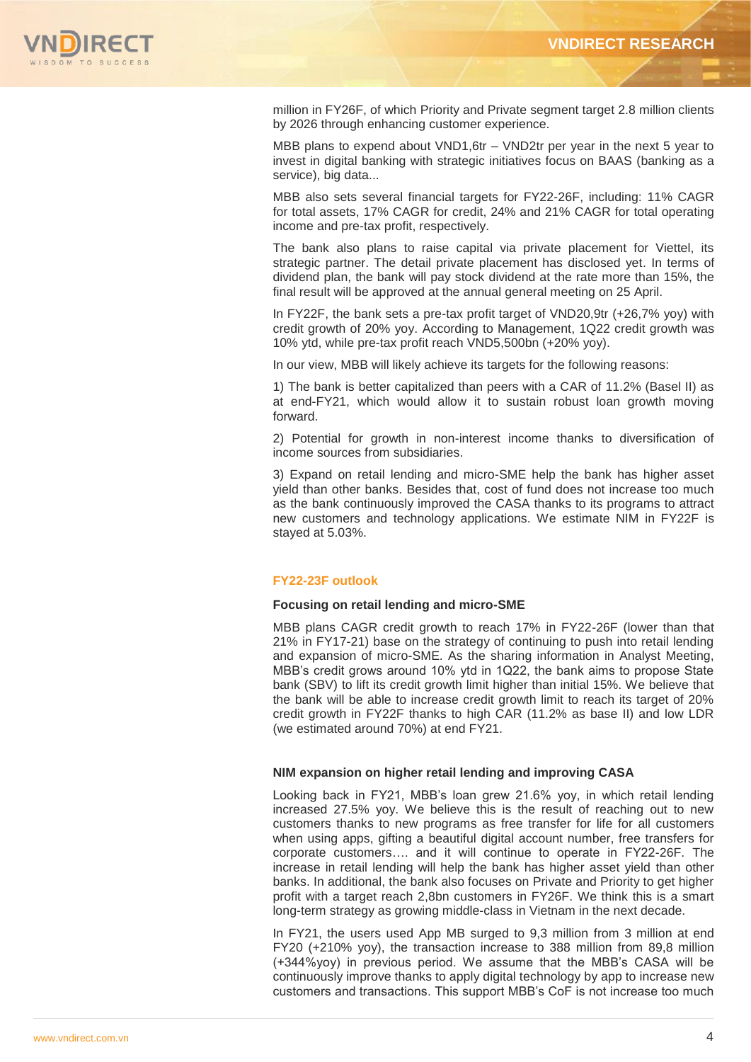million in FY26F, of which Priority and Private segment target 2.8 million clients by 2026 through enhancing customer experience.

MBB plans to expend about VND1,6tr – VND2tr per year in the next 5 year to invest in digital banking with strategic initiatives focus on BAAS (banking as a service), big data...

MBB also sets several financial targets for FY22-26F, including: 11% CAGR for total assets, 17% CAGR for credit, 24% and 21% CAGR for total operating income and pre-tax profit, respectively.

The bank also plans to raise capital via private placement for Viettel, its strategic partner. The detail private placement has disclosed yet. In terms of dividend plan, the bank will pay stock dividend at the rate more than 15%, the final result will be approved at the annual general meeting on 25 April.

In FY22F, the bank sets a pre-tax profit target of VND20,9tr (+26,7% yoy) with credit growth of 20% yoy. According to Management, 1Q22 credit growth was 10% ytd, while pre-tax profit reach VND5,500bn (+20% yoy).

In our view, MBB will likely achieve its targets for the following reasons:

1) The bank is better capitalized than peers with a CAR of 11.2% (Basel II) as at end-FY21, which would allow it to sustain robust loan growth moving forward.

2) Potential for growth in non-interest income thanks to diversification of income sources from subsidiaries.

3) Expand on retail lending and micro-SME help the bank has higher asset yield than other banks. Besides that, cost of fund does not increase too much as the bank continuously improved the CASA thanks to its programs to attract new customers and technology applications. We estimate NIM in FY22F is stayed at 5.03%.

## FY22-23F outlook

### Focusing on retail lending and micro-SME

MBB plans CAGR credit growth to reach 17% in FY22-26F (lower than that 21% in FY17-21) base on the strategy of continuing to push into retail lending and expansion of micro-SME. As the sharing information in Analyst Meeting, MBB's credit grows around 10% ytd in 1Q22, the bank aims to propose State bank (SBV) to lift its credit growth limit higher than initial 15%. We believe that the bank will be able to increase credit growth limit to reach its target of 20% credit growth in FY22F thanks to high CAR (11.2% as base II) and low LDR (we estimated around 70%) at end FY21.

### NIM expansion on higher retail lending and improving CASA

Looking back in FY21, MBB's loan grew 21.6% yoy, in which retail lending increased 27.5% yoy. We believe this is the result of reaching out to new customers thanks to new programs as free transfer for life for all customers when using apps, gifting a beautiful digital account number, free transfers for corporate customers…. and it will continue to operate in FY22-26F. The increase in retail lending will help the bank has higher asset yield than other banks. In additional, the bank also focuses on Private and Priority to get higher profit with a target reach 2,8bn customers in FY26F. We think this is a smart long-term strategy as growing middle-class in Vietnam in the next decade.

In FY21, the users used App MB surged to 9,3 million from 3 million at end FY20 (+210% yoy), the transaction increase to 388 million from 89,8 million (+344%yoy) in previous period. We assume that the MBB's CASA will be continuously improve thanks to apply digital technology by app to increase new customers and transactions. This support MBB's CoF is not increase too much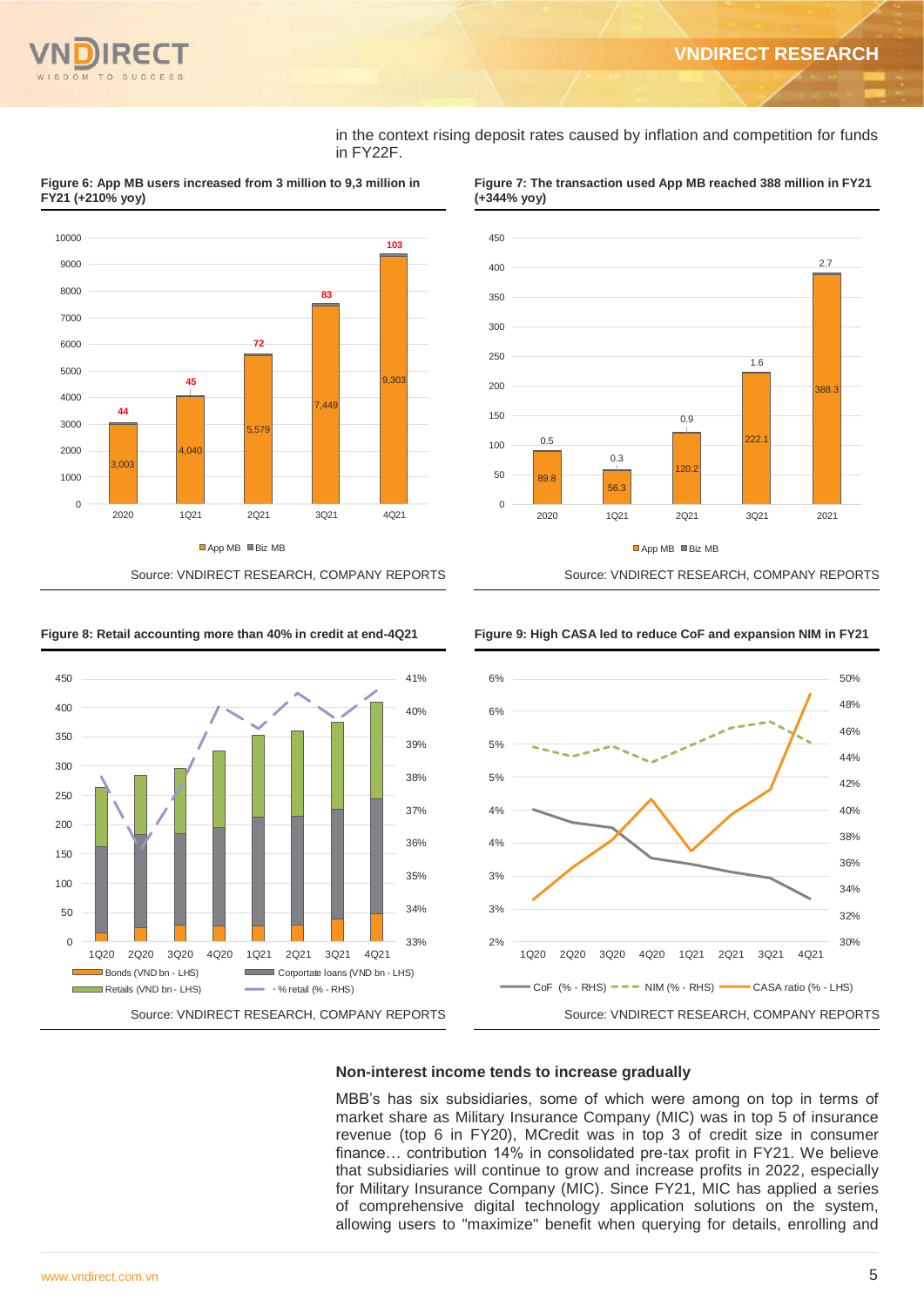in the context rising deposit rates caused by inflation and competition for funds in FY22F.

**Figure 6: App MB users increased from 3 million to 9,3 million in FY21 (+210% yoy)**

| | 2020 | 1Q21 | 2Q21 | 3Q21 | 4Q21 |
|---|---|---|---|---|---|
| App MB | 3,003 | 4,040 | 5,579 | 7,449 | 9,303 |
| Biz MB | 44 | 45 | 72 | 83 | 103 |

Source: VNDIRECT RESEARCH, COMPANY REPORTS

**Figure 7: The transaction used App MB reached 388 million in FY21 (+344% yoy)**

| | 2020 | 1Q21 | 2Q21 | 3Q21 | 2021 |
|---|---|---|---|---|---|
| App MB | 89.8 | 56.3 | 120.2 | 222.1 | 388.3 |
| Biz MB | 0.5 | 0.3 | 0.9 | 1.6 | 2.7 |

Source: VNDIRECT RESEARCH, COMPANY REPORTS

**Figure 8: Retail accounting more than 40% in credit at end-4Q21**

Bonds (VND bn - LHS); Corportate loans (VND bn - LHS); Retails (VND bn - LHS); % retail (% - RHS)

Source: VNDIRECT RESEARCH, COMPANY REPORTS

**Figure 9: High CASA led to reduce CoF and expansion NIM in FY21**

CoF (% - RHS); NIM (% - RHS); CASA ratio (% - LHS)

Source: VNDIRECT RESEARCH, COMPANY REPORTS

### Non-interest income tends to increase gradually

MBB's has six subsidiaries, some of which were among on top in terms of market share as Military Insurance Company (MIC) was in top 5 of insurance revenue (top 6 in FY20), MCredit was in top 3 of credit size in consumer finance… contribution 14% in consolidated pre-tax profit in FY21. We believe that subsidiaries will continue to grow and increase profits in 2022, especially for Military Insurance Company (MIC). Since FY21, MIC has applied a series of comprehensive digital technology application solutions on the system, allowing users to "maximize" benefit when querying for details, enrolling and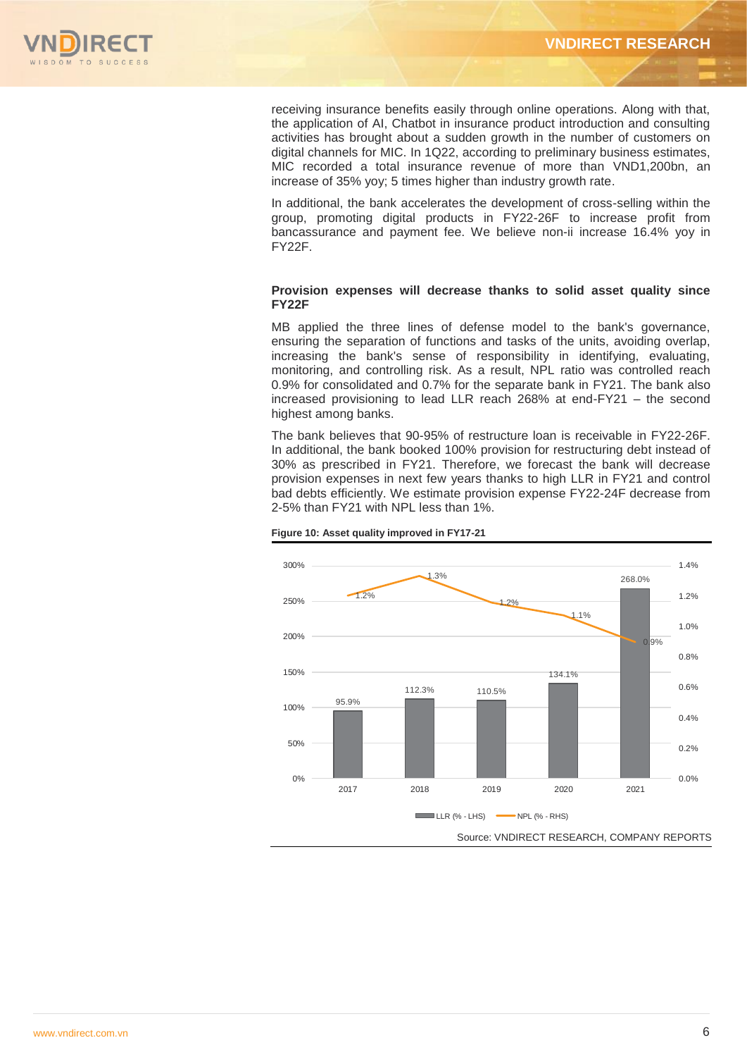receiving insurance benefits easily through online operations. Along with that, the application of AI, Chatbot in insurance product introduction and consulting activities has brought about a sudden growth in the number of customers on digital channels for MIC. In 1Q22, according to preliminary business estimates, MIC recorded a total insurance revenue of more than VND1,200bn, an increase of 35% yoy; 5 times higher than industry growth rate.

In additional, the bank accelerates the development of cross-selling within the group, promoting digital products in FY22-26F to increase profit from bancassurance and payment fee. We believe non-ii increase 16.4% yoy in FY22F.

**Provision expenses will decrease thanks to solid asset quality since FY22F**

MB applied the three lines of defense model to the bank's governance, ensuring the separation of functions and tasks of the units, avoiding overlap, increasing the bank's sense of responsibility in identifying, evaluating, monitoring, and controlling risk. As a result, NPL ratio was controlled reach 0.9% for consolidated and 0.7% for the separate bank in FY21. The bank also increased provisioning to lead LLR reach 268% at end-FY21 – the second highest among banks.

The bank believes that 90-95% of restructure loan is receivable in FY22-26F. In additional, the bank booked 100% provision for restructuring debt instead of 30% as prescribed in FY21. Therefore, we forecast the bank will decrease provision expenses in next few years thanks to high LLR in FY21 and control bad debts efficiently. We estimate provision expense FY22-24F decrease from 2-5% than FY21 with NPL less than 1%.

**Figure 10: Asset quality improved in FY17-21**

| Year | LLR (% - LHS) | NPL (% - RHS) |
|---|---|---|
| 2017 | 95.9% | 1.2% |
| 2018 | 112.3% | 1.3% |
| 2019 | 110.5% | 1.2% |
| 2020 | 134.1% | 1.1% |
| 2021 | 268.0% | 0.9% |

Source: VNDIRECT RESEARCH, COMPANY REPORTS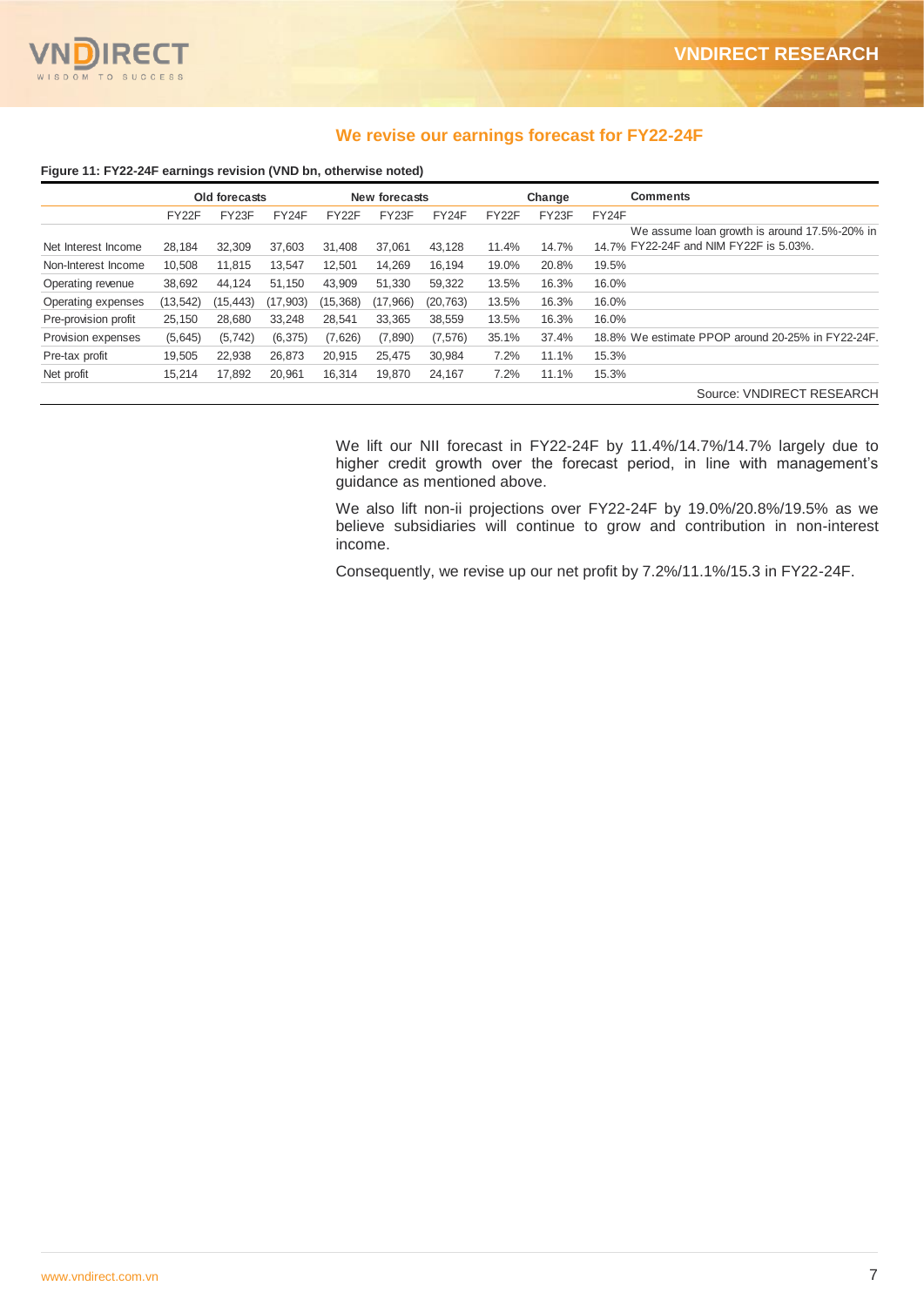## We revise our earnings forecast for FY22-24F

**Figure 11: FY22-24F earnings revision (VND bn, otherwise noted)**

| | Old forecasts | | | New forecasts | | | Change | | | Comments |
|---|---|---|---|---|---|---|---|---|---|---|
| | FY22F | FY23F | FY24F | FY22F | FY23F | FY24F | FY22F | FY23F | FY24F | |
| Net Interest Income | 28,184 | 32,309 | 37,603 | 31,408 | 37,061 | 43,128 | 11.4% | 14.7% | 14.7% | We assume loan growth is around 17.5%-20% in FY22-24F and NIM FY22F is 5.03%. |
| Non-Interest Income | 10,508 | 11,815 | 13,547 | 12,501 | 14,269 | 16,194 | 19.0% | 20.8% | 19.5% | |
| Operating revenue | 38,692 | 44,124 | 51,150 | 43,909 | 51,330 | 59,322 | 13.5% | 16.3% | 16.0% | |
| Operating expenses | (13,542) | (15,443) | (17,903) | (15,368) | (17,966) | (20,763) | 13.5% | 16.3% | 16.0% | |
| Pre-provision profit | 25,150 | 28,680 | 33,248 | 28,541 | 33,365 | 38,559 | 13.5% | 16.3% | 16.0% | |
| Provision expenses | (5,645) | (5,742) | (6,375) | (7,626) | (7,890) | (7,576) | 35.1% | 37.4% | 18.8% | We estimate PPOP around 20-25% in FY22-24F. |
| Pre-tax profit | 19,505 | 22,938 | 26,873 | 20,915 | 25,475 | 30,984 | 7.2% | 11.1% | 15.3% | |
| Net profit | 15,214 | 17,892 | 20,961 | 16,314 | 19,870 | 24,167 | 7.2% | 11.1% | 15.3% | |

Source: VNDIRECT RESEARCH

We lift our NII forecast in FY22-24F by 11.4%/14.7%/14.7% largely due to higher credit growth over the forecast period, in line with management's guidance as mentioned above.

We also lift non-ii projections over FY22-24F by 19.0%/20.8%/19.5% as we believe subsidiaries will continue to grow and contribution in non-interest income.

Consequently, we revise up our net profit by 7.2%/11.1%/15.3 in FY22-24F.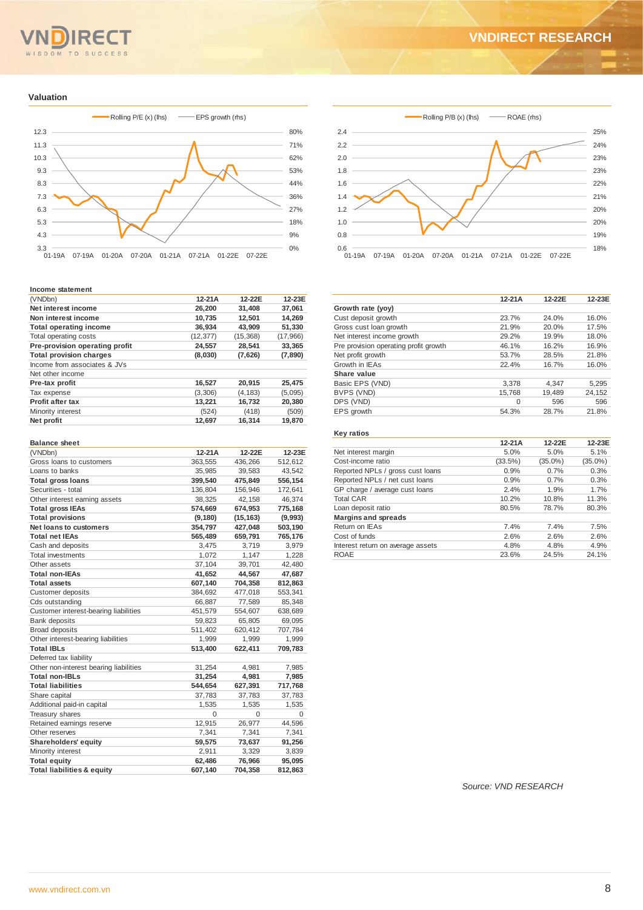## Valuation

Rolling P/E (x) (lhs) — EPS growth (rhs)

Rolling P/B (x) (lhs) — ROAE (rhs)

### Income statement

| (VNDbn) | 12-21A | 12-22E | 12-23E |
|---|---|---|---|
| **Net interest income** | **26,200** | **31,408** | **37,061** |
| **Non interest income** | **10,735** | **12,501** | **14,269** |
| **Total operating income** | **36,934** | **43,909** | **51,330** |
| Total operating costs | (12,377) | (15,368) | (17,966) |
| **Pre-provision operating profit** | **24,557** | **28,541** | **33,365** |
| **Total provision charges** | **(8,030)** | **(7,626)** | **(7,890)** |
| Income from associates & JVs | | | |
| Net other income | | | |
| **Pre-tax profit** | **16,527** | **20,915** | **25,475** |
| Tax expense | (3,306) | (4,183) | (5,095) |
| **Profit after tax** | **13,221** | **16,732** | **20,380** |
| Minority interest | (524) | (418) | (509) |
| **Net profit** | **12,697** | **16,314** | **19,870** |

|  | 12-21A | 12-22E | 12-23E |
|---|---|---|---|
| **Growth rate (yoy)** | | | |
| Cust deposit growth | 23.7% | 24.0% | 16.0% |
| Gross cust loan growth | 21.9% | 20.0% | 17.5% |
| Net interest income growth | 29.2% | 19.9% | 18.0% |
| Pre provision operating profit growth | 46.1% | 16.2% | 16.9% |
| Net profit growth | 53.7% | 28.5% | 21.8% |
| Growth in IEAs | 22.4% | 16.7% | 16.0% |
| **Share value** | | | |
| Basic EPS (VND) | 3,378 | 4,347 | 5,295 |
| BVPS (VND) | 15,768 | 19,489 | 24,152 |
| DPS (VND) | 0 | 596 | 596 |
| EPS growth | 54.3% | 28.7% | 21.8% |

### Balance sheet

| (VNDbn) | 12-21A | 12-22E | 12-23E |
|---|---|---|---|
| Gross loans to customers | 363,555 | 436,266 | 512,612 |
| Loans to banks | 35,985 | 39,583 | 43,542 |
| **Total gross loans** | **399,540** | **475,849** | **556,154** |
| Securities - total | 136,804 | 156,946 | 172,641 |
| Other interest earning assets | 38,325 | 42,158 | 46,374 |
| **Total gross IEAs** | **574,669** | **674,953** | **775,168** |
| **Total provisions** | **(9,180)** | **(15,163)** | **(9,993)** |
| **Net loans to customers** | **354,797** | **427,048** | **503,190** |
| **Total net IEAs** | **565,489** | **659,791** | **765,176** |
| Cash and deposits | 3,475 | 3,719 | 3,979 |
| Total investments | 1,072 | 1,147 | 1,228 |
| Other assets | 37,104 | 39,701 | 42,480 |
| **Total non-IEAs** | **41,652** | **44,567** | **47,687** |
| **Total assets** | **607,140** | **704,358** | **812,863** |
| Customer deposits | 384,692 | 477,018 | 553,341 |
| Cds outstanding | 66,887 | 77,589 | 85,348 |
| Customer interest-bearing liabilities | 451,579 | 554,607 | 638,689 |
| Bank deposits | 59,823 | 65,805 | 69,095 |
| Broad deposits | 511,402 | 620,412 | 707,784 |
| Other interest-bearing liabilities | 1,999 | 1,999 | 1,999 |
| **Total IBLs** | **513,400** | **622,411** | **709,783** |
| Deferred tax liability | | | |
| Other non-interest bearing liabilities | 31,254 | 4,981 | 7,985 |
| **Total non-IBLs** | **31,254** | **4,981** | **7,985** |
| **Total liabilities** | **544,654** | **627,391** | **717,768** |
| Share capital | 37,783 | 37,783 | 37,783 |
| Additional paid-in capital | 1,535 | 1,535 | 1,535 |
| Treasury shares | 0 | 0 | 0 |
| Retained earnings reserve | 12,915 | 26,977 | 44,596 |
| Other reserves | 7,341 | 7,341 | 7,341 |
| **Shareholders' equity** | **59,575** | **73,637** | **91,256** |
| Minority interest | 2,911 | 3,329 | 3,839 |
| **Total equity** | **62,486** | **76,966** | **95,095** |
| **Total liabilities & equity** | **607,140** | **704,358** | **812,863** |

### Key ratios

|  | 12-21A | 12-22E | 12-23E |
|---|---|---|---|
| Net interest margin | 5.0% | 5.0% | 5.1% |
| Cost-income ratio | (33.5%) | (35.0%) | (35.0%) |
| Reported NPLs / gross cust loans | 0.9% | 0.7% | 0.3% |
| Reported NPLs / net cust loans | 0.9% | 0.7% | 0.3% |
| GP charge / average cust loans | 2.4% | 1.9% | 1.7% |
| Total CAR | 10.2% | 10.8% | 11.3% |
| Loan deposit ratio | 80.5% | 78.7% | 80.3% |
| **Margins and spreads** | | | |
| Return on IEAs | 7.4% | 7.4% | 7.5% |
| Cost of funds | 2.6% | 2.6% | 2.6% |
| Interest return on average assets | 4.8% | 4.8% | 4.9% |
| ROAE | 23.6% | 24.5% | 24.1% |

*Source: VND RESEARCH*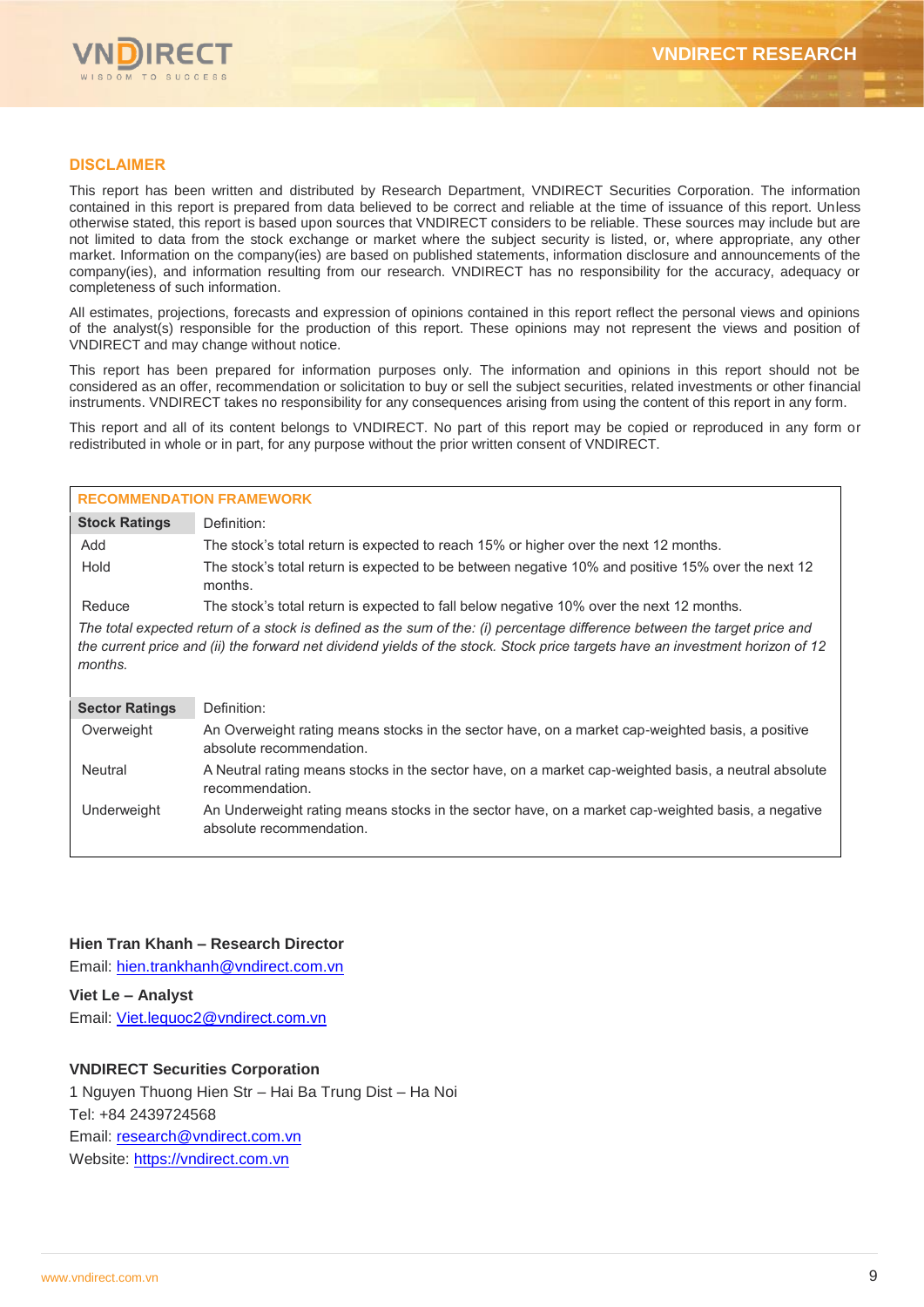## DISCLAIMER

This report has been written and distributed by Research Department, VNDIRECT Securities Corporation. The information contained in this report is prepared from data believed to be correct and reliable at the time of issuance of this report. Unless otherwise stated, this report is based upon sources that VNDIRECT considers to be reliable. These sources may include but are not limited to data from the stock exchange or market where the subject security is listed, or, where appropriate, any other market. Information on the company(ies) are based on published statements, information disclosure and announcements of the company(ies), and information resulting from our research. VNDIRECT has no responsibility for the accuracy, adequacy or completeness of such information.

All estimates, projections, forecasts and expression of opinions contained in this report reflect the personal views and opinions of the analyst(s) responsible for the production of this report. These opinions may not represent the views and position of VNDIRECT and may change without notice.

This report has been prepared for information purposes only. The information and opinions in this report should not be considered as an offer, recommendation or solicitation to buy or sell the subject securities, related investments or other financial instruments. VNDIRECT takes no responsibility for any consequences arising from using the content of this report in any form.

This report and all of its content belongs to VNDIRECT. No part of this report may be copied or reproduced in any form or redistributed in whole or in part, for any purpose without the prior written consent of VNDIRECT.

### RECOMMENDATION FRAMEWORK

| **Stock Ratings** | Definition: |
|---|---|
| Add | The stock's total return is expected to reach 15% or higher over the next 12 months. |
| Hold | The stock's total return is expected to be between negative 10% and positive 15% over the next 12 months. |
| Reduce | The stock's total return is expected to fall below negative 10% over the next 12 months. |

*The total expected return of a stock is defined as the sum of the: (i) percentage difference between the target price and the current price and (ii) the forward net dividend yields of the stock. Stock price targets have an investment horizon of 12 months.*

| **Sector Ratings** | Definition: |
|---|---|
| Overweight | An Overweight rating means stocks in the sector have, on a market cap-weighted basis, a positive absolute recommendation. |
| Neutral | A Neutral rating means stocks in the sector have, on a market cap-weighted basis, a neutral absolute recommendation. |
| Underweight | An Underweight rating means stocks in the sector have, on a market cap-weighted basis, a negative absolute recommendation. |

**Hien Tran Khanh – Research Director**
Email: hien.trankhanh@vndirect.com.vn

**Viet Le – Analyst**
Email: Viet.lequoc2@vndirect.com.vn

**VNDIRECT Securities Corporation**
1 Nguyen Thuong Hien Str – Hai Ba Trung Dist – Ha Noi
Tel: +84 2439724568
Email: research@vndirect.com.vn
Website: https://vndirect.com.vn